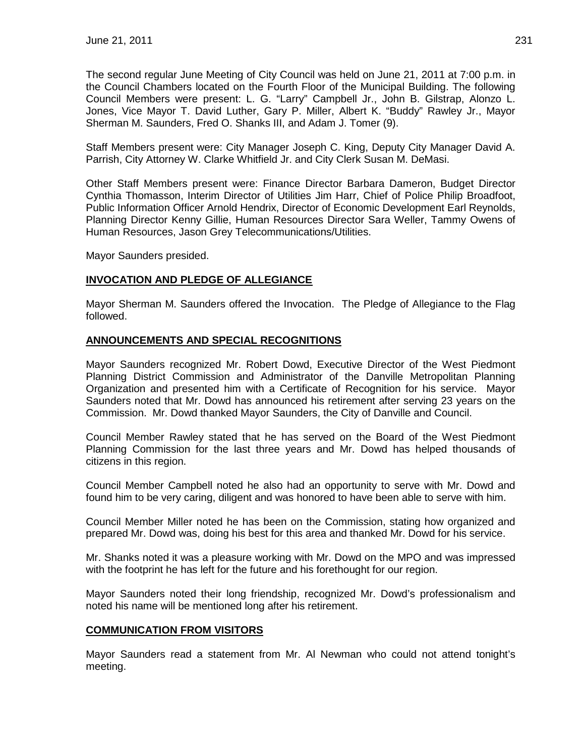The second regular June Meeting of City Council was held on June 21, 2011 at 7:00 p.m. in the Council Chambers located on the Fourth Floor of the Municipal Building. The following Council Members were present: L. G. "Larry" Campbell Jr., John B. Gilstrap, Alonzo L. Jones, Vice Mayor T. David Luther, Gary P. Miller, Albert K. "Buddy" Rawley Jr., Mayor Sherman M. Saunders, Fred O. Shanks III, and Adam J. Tomer (9).

Staff Members present were: City Manager Joseph C. King, Deputy City Manager David A. Parrish, City Attorney W. Clarke Whitfield Jr. and City Clerk Susan M. DeMasi.

Other Staff Members present were: Finance Director Barbara Dameron, Budget Director Cynthia Thomasson, Interim Director of Utilities Jim Harr, Chief of Police Philip Broadfoot, Public Information Officer Arnold Hendrix, Director of Economic Development Earl Reynolds, Planning Director Kenny Gillie, Human Resources Director Sara Weller, Tammy Owens of Human Resources, Jason Grey Telecommunications/Utilities.

Mayor Saunders presided.

## INVOCATION AND PLEDGE OF ALLEGIANCE

Mayor Sherman M. Saunders offered the Invocation. The Pledge of Allegiance to the Flag followed.

## ANNOUNCEMENTS AND SPECIAL RECOGNITIONS

Mayor Saunders recognized Mr. Robert Dowd, Executive Director of the West Piedmont Planning District Commission and Administrator of the Danville Metropolitan Planning Organization and presented him with a Certificate of Recognition for his service. Mayor Saunders noted that Mr. Dowd has announced his retirement after serving 23 years on the Commission. Mr. Dowd thanked Mayor Saunders, the City of Danville and Council.

Council Member Rawley stated that he has served on the Board of the West Piedmont Planning Commission for the last three years and Mr. Dowd has helped thousands of citizens in this region.

Council Member Campbell noted he also had an opportunity to serve with Mr. Dowd and found him to be very caring, diligent and was honored to have been able to serve with him.

Council Member Miller noted he has been on the Commission, stating how organized and prepared Mr. Dowd was, doing his best for this area and thanked Mr. Dowd for his service.

Mr. Shanks noted it was a pleasure working with Mr. Dowd on the MPO and was impressed with the footprint he has left for the future and his forethought for our region.

Mayor Saunders noted their long friendship, recognized Mr. Dowd's professionalism and noted his name will be mentioned long after his retirement.

## COMMUNICATION FROM VISITORS

Mayor Saunders read a statement from Mr. Al Newman who could not attend tonight's meeting.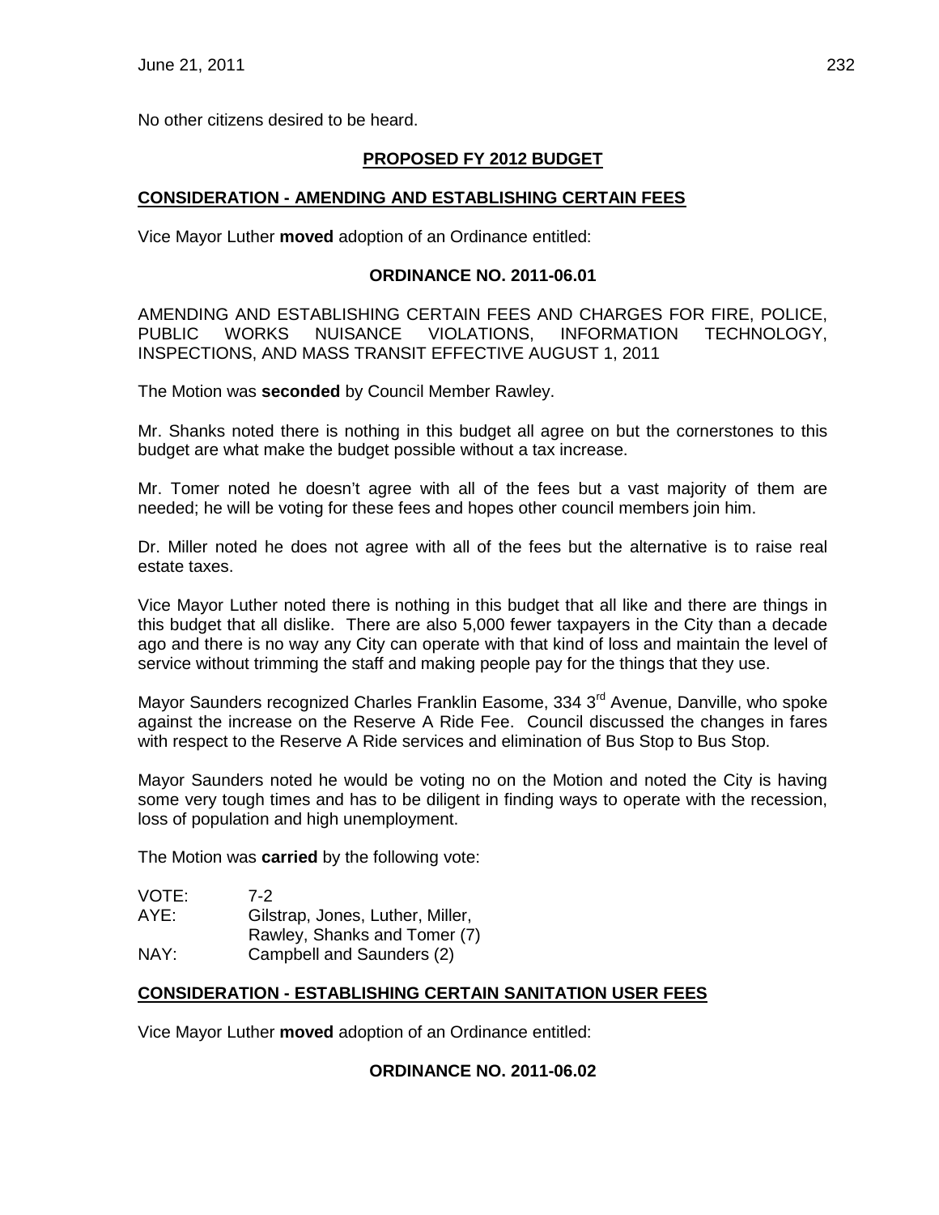No other citizens desired to be heard.

## PROPOSED FY 2012 BUDGET

### CONSIDERATION - AMENDING AND ESTABLISHING CERTAIN FEES

Vice Mayor Luther **moved** adoption of an Ordinance entitled:

**ORDINANCE NO. 2011-06.01**

AMENDING AND ESTABLISHING CERTAIN FEES AND CHARGES FOR FIRE, POLICE, PUBLIC WORKS NUISANCE VIOLATIONS, INFORMATION TECHNOLOGY, INSPECTIONS, AND MASS TRANSIT EFFECTIVE AUGUST 1, 2011

The Motion was **seconded** by Council Member Rawley.

Mr. Shanks noted there is nothing in this budget all agree on but the cornerstones to this budget are what make the budget possible without a tax increase.

Mr. Tomer noted he doesn't agree with all of the fees but a vast majority of them are needed; he will be voting for these fees and hopes other council members join him.

Dr. Miller noted he does not agree with all of the fees but the alternative is to raise real estate taxes.

Vice Mayor Luther noted there is nothing in this budget that all like and there are things in this budget that all dislike. There are also 5,000 fewer taxpayers in the City than a decade ago and there is no way any City can operate with that kind of loss and maintain the level of service without trimming the staff and making people pay for the things that they use.

Mayor Saunders recognized Charles Franklin Easome, 334 3rd Avenue, Danville, who spoke against the increase on the Reserve A Ride Fee. Council discussed the changes in fares with respect to the Reserve A Ride services and elimination of Bus Stop to Bus Stop.

Mayor Saunders noted he would be voting no on the Motion and noted the City is having some very tough times and has to be diligent in finding ways to operate with the recession, loss of population and high unemployment.

The Motion was **carried** by the following vote:

VOTE: 7-2
AYE: Gilstrap, Jones, Luther, Miller, Rawley, Shanks and Tomer (7)
NAY: Campbell and Saunders (2)

### CONSIDERATION - ESTABLISHING CERTAIN SANITATION USER FEES

Vice Mayor Luther **moved** adoption of an Ordinance entitled:

**ORDINANCE NO. 2011-06.02**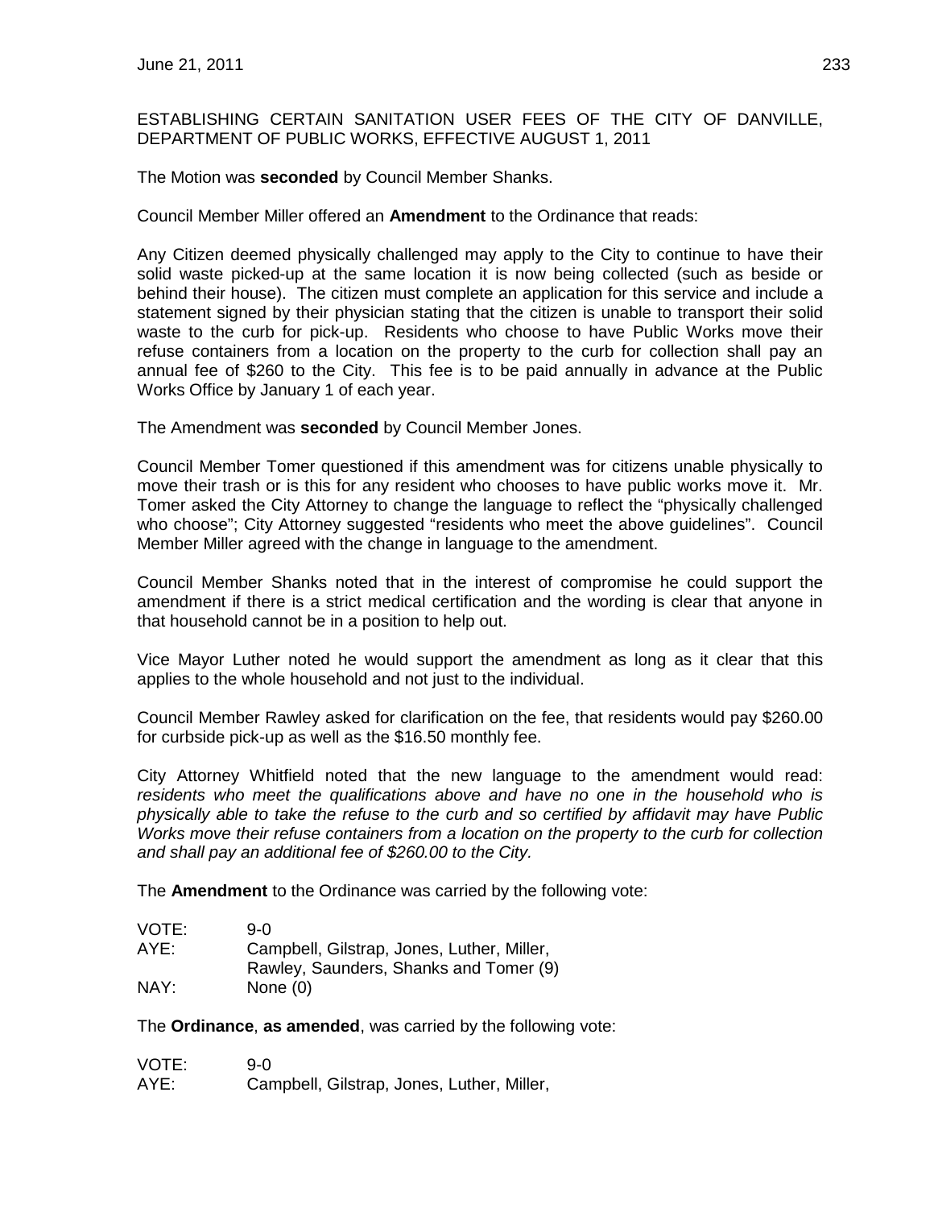ESTABLISHING CERTAIN SANITATION USER FEES OF THE CITY OF DANVILLE, DEPARTMENT OF PUBLIC WORKS, EFFECTIVE AUGUST 1, 2011

The Motion was **seconded** by Council Member Shanks.

Council Member Miller offered an **Amendment** to the Ordinance that reads:

Any Citizen deemed physically challenged may apply to the City to continue to have their solid waste picked-up at the same location it is now being collected (such as beside or behind their house). The citizen must complete an application for this service and include a statement signed by their physician stating that the citizen is unable to transport their solid waste to the curb for pick-up. Residents who choose to have Public Works move their refuse containers from a location on the property to the curb for collection shall pay an annual fee of $260 to the City. This fee is to be paid annually in advance at the Public Works Office by January 1 of each year.

The Amendment was **seconded** by Council Member Jones.

Council Member Tomer questioned if this amendment was for citizens unable physically to move their trash or is this for any resident who chooses to have public works move it. Mr. Tomer asked the City Attorney to change the language to reflect the "physically challenged who choose"; City Attorney suggested "residents who meet the above guidelines". Council Member Miller agreed with the change in language to the amendment.

Council Member Shanks noted that in the interest of compromise he could support the amendment if there is a strict medical certification and the wording is clear that anyone in that household cannot be in a position to help out.

Vice Mayor Luther noted he would support the amendment as long as it clear that this applies to the whole household and not just to the individual.

Council Member Rawley asked for clarification on the fee, that residents would pay $260.00 for curbside pick-up as well as the $16.50 monthly fee.

City Attorney Whitfield noted that the new language to the amendment would read: *residents who meet the qualifications above and have no one in the household who is physically able to take the refuse to the curb and so certified by affidavit may have Public Works move their refuse containers from a location on the property to the curb for collection and shall pay an additional fee of $260.00 to the City.*

The **Amendment** to the Ordinance was carried by the following vote:

| | |
|---|---|
| VOTE: | 9-0 |
| AYE: | Campbell, Gilstrap, Jones, Luther, Miller, Rawley, Saunders, Shanks and Tomer (9) |
| NAY: | None (0) |

The **Ordinance**, **as amended**, was carried by the following vote:

| | |
|---|---|
| VOTE: | 9-0 |
| AYE: | Campbell, Gilstrap, Jones, Luther, Miller, |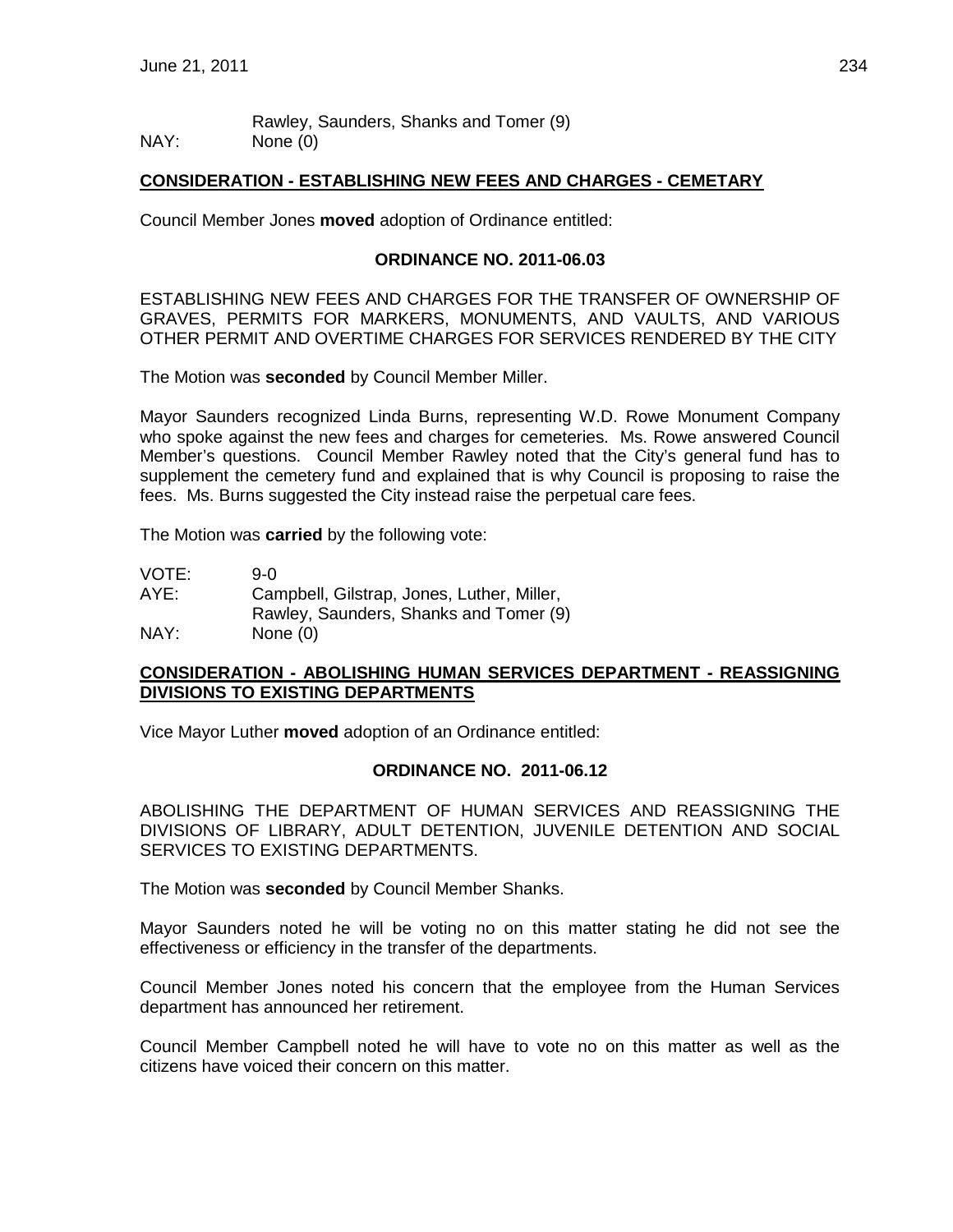Rawley, Saunders, Shanks and Tomer (9)
NAY: None (0)

**CONSIDERATION - ESTABLISHING NEW FEES AND CHARGES - CEMETARY**

Council Member Jones **moved** adoption of Ordinance entitled:

**ORDINANCE NO. 2011-06.03**

ESTABLISHING NEW FEES AND CHARGES FOR THE TRANSFER OF OWNERSHIP OF GRAVES, PERMITS FOR MARKERS, MONUMENTS, AND VAULTS, AND VARIOUS OTHER PERMIT AND OVERTIME CHARGES FOR SERVICES RENDERED BY THE CITY

The Motion was **seconded** by Council Member Miller.

Mayor Saunders recognized Linda Burns, representing W.D. Rowe Monument Company who spoke against the new fees and charges for cemeteries. Ms. Rowe answered Council Member's questions. Council Member Rawley noted that the City's general fund has to supplement the cemetery fund and explained that is why Council is proposing to raise the fees. Ms. Burns suggested the City instead raise the perpetual care fees.

The Motion was **carried** by the following vote:

VOTE: 9-0
AYE: Campbell, Gilstrap, Jones, Luther, Miller, Rawley, Saunders, Shanks and Tomer (9)
NAY: None (0)

**CONSIDERATION - ABOLISHING HUMAN SERVICES DEPARTMENT - REASSIGNING DIVISIONS TO EXISTING DEPARTMENTS**

Vice Mayor Luther **moved** adoption of an Ordinance entitled:

**ORDINANCE NO. 2011-06.12**

ABOLISHING THE DEPARTMENT OF HUMAN SERVICES AND REASSIGNING THE DIVISIONS OF LIBRARY, ADULT DETENTION, JUVENILE DETENTION AND SOCIAL SERVICES TO EXISTING DEPARTMENTS.

The Motion was **seconded** by Council Member Shanks.

Mayor Saunders noted he will be voting no on this matter stating he did not see the effectiveness or efficiency in the transfer of the departments.

Council Member Jones noted his concern that the employee from the Human Services department has announced her retirement.

Council Member Campbell noted he will have to vote no on this matter as well as the citizens have voiced their concern on this matter.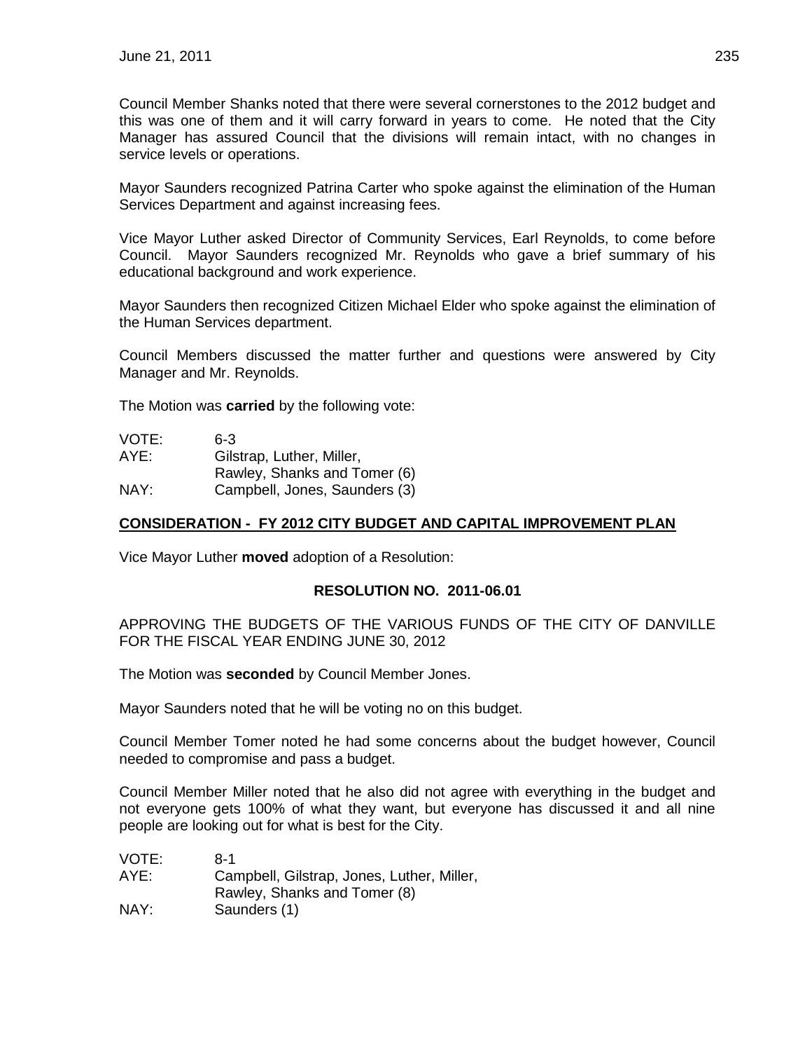Council Member Shanks noted that there were several cornerstones to the 2012 budget and this was one of them and it will carry forward in years to come. He noted that the City Manager has assured Council that the divisions will remain intact, with no changes in service levels or operations.

Mayor Saunders recognized Patrina Carter who spoke against the elimination of the Human Services Department and against increasing fees.

Vice Mayor Luther asked Director of Community Services, Earl Reynolds, to come before Council. Mayor Saunders recognized Mr. Reynolds who gave a brief summary of his educational background and work experience.

Mayor Saunders then recognized Citizen Michael Elder who spoke against the elimination of the Human Services department.

Council Members discussed the matter further and questions were answered by City Manager and Mr. Reynolds.

The Motion was **carried** by the following vote:

VOTE: 6-3
AYE: Gilstrap, Luther, Miller, Rawley, Shanks and Tomer (6)
NAY: Campbell, Jones, Saunders (3)

## CONSIDERATION - FY 2012 CITY BUDGET AND CAPITAL IMPROVEMENT PLAN

Vice Mayor Luther **moved** adoption of a Resolution:

### RESOLUTION NO. 2011-06.01

APPROVING THE BUDGETS OF THE VARIOUS FUNDS OF THE CITY OF DANVILLE FOR THE FISCAL YEAR ENDING JUNE 30, 2012

The Motion was **seconded** by Council Member Jones.

Mayor Saunders noted that he will be voting no on this budget.

Council Member Tomer noted he had some concerns about the budget however, Council needed to compromise and pass a budget.

Council Member Miller noted that he also did not agree with everything in the budget and not everyone gets 100% of what they want, but everyone has discussed it and all nine people are looking out for what is best for the City.

VOTE: 8-1
AYE: Campbell, Gilstrap, Jones, Luther, Miller, Rawley, Shanks and Tomer (8)
NAY: Saunders (1)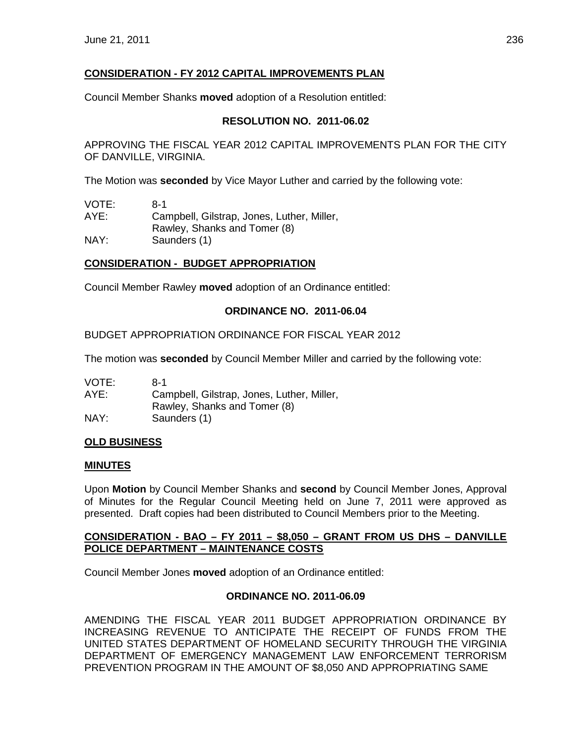**CONSIDERATION - FY 2012 CAPITAL IMPROVEMENTS PLAN**

Council Member Shanks **moved** adoption of a Resolution entitled:

**RESOLUTION NO. 2011-06.02**

APPROVING THE FISCAL YEAR 2012 CAPITAL IMPROVEMENTS PLAN FOR THE CITY OF DANVILLE, VIRGINIA.

The Motion was **seconded** by Vice Mayor Luther and carried by the following vote:

VOTE: 8-1
AYE: Campbell, Gilstrap, Jones, Luther, Miller, Rawley, Shanks and Tomer (8)
NAY: Saunders (1)

**CONSIDERATION - BUDGET APPROPRIATION**

Council Member Rawley **moved** adoption of an Ordinance entitled:

**ORDINANCE NO. 2011-06.04**

BUDGET APPROPRIATION ORDINANCE FOR FISCAL YEAR 2012

The motion was **seconded** by Council Member Miller and carried by the following vote:

VOTE: 8-1
AYE: Campbell, Gilstrap, Jones, Luther, Miller, Rawley, Shanks and Tomer (8)
NAY: Saunders (1)

**OLD BUSINESS**

**MINUTES**

Upon **Motion** by Council Member Shanks and **second** by Council Member Jones, Approval of Minutes for the Regular Council Meeting held on June 7, 2011 were approved as presented. Draft copies had been distributed to Council Members prior to the Meeting.

**CONSIDERATION - BAO – FY 2011 – $8,050 – GRANT FROM US DHS – DANVILLE POLICE DEPARTMENT – MAINTENANCE COSTS**

Council Member Jones **moved** adoption of an Ordinance entitled:

**ORDINANCE NO. 2011-06.09**

AMENDING THE FISCAL YEAR 2011 BUDGET APPROPRIATION ORDINANCE BY INCREASING REVENUE TO ANTICIPATE THE RECEIPT OF FUNDS FROM THE UNITED STATES DEPARTMENT OF HOMELAND SECURITY THROUGH THE VIRGINIA DEPARTMENT OF EMERGENCY MANAGEMENT LAW ENFORCEMENT TERRORISM PREVENTION PROGRAM IN THE AMOUNT OF $8,050 AND APPROPRIATING SAME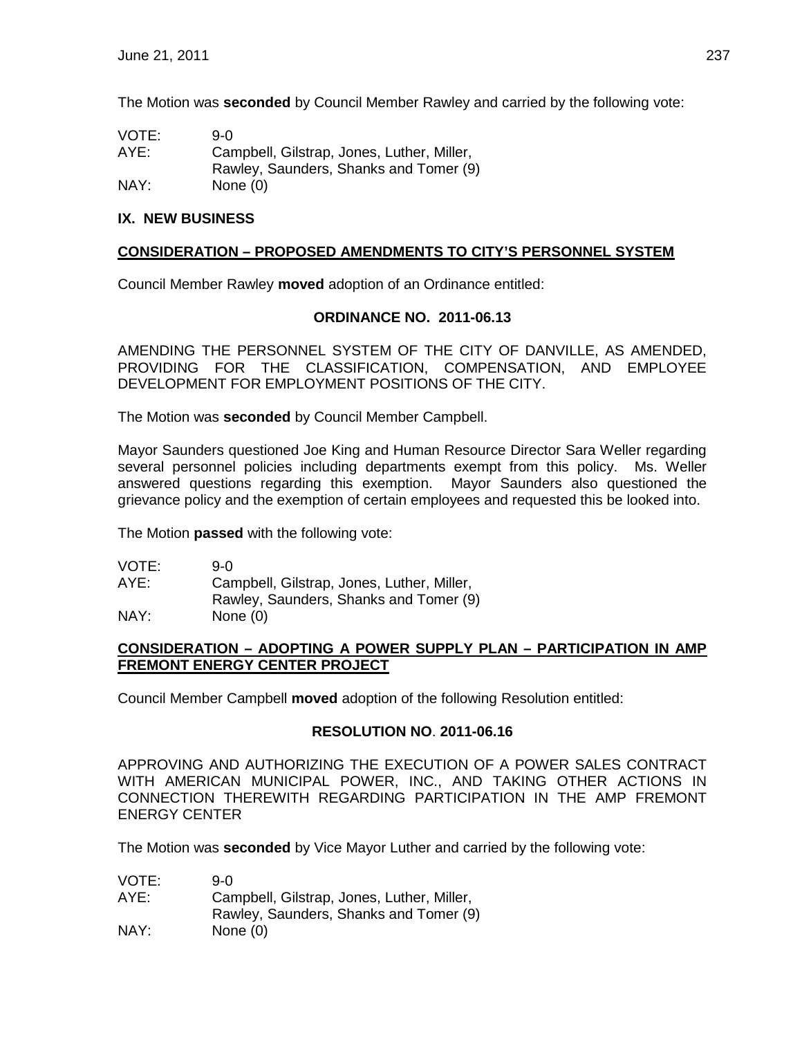The Motion was **seconded** by Council Member Rawley and carried by the following vote:

VOTE: 9-0
AYE: Campbell, Gilstrap, Jones, Luther, Miller, Rawley, Saunders, Shanks and Tomer (9)
NAY: None (0)

## IX. NEW BUSINESS

### CONSIDERATION – PROPOSED AMENDMENTS TO CITY'S PERSONNEL SYSTEM

Council Member Rawley **moved** adoption of an Ordinance entitled:

**ORDINANCE NO. 2011-06.13**

AMENDING THE PERSONNEL SYSTEM OF THE CITY OF DANVILLE, AS AMENDED, PROVIDING FOR THE CLASSIFICATION, COMPENSATION, AND EMPLOYEE DEVELOPMENT FOR EMPLOYMENT POSITIONS OF THE CITY.

The Motion was **seconded** by Council Member Campbell.

Mayor Saunders questioned Joe King and Human Resource Director Sara Weller regarding several personnel policies including departments exempt from this policy. Ms. Weller answered questions regarding this exemption. Mayor Saunders also questioned the grievance policy and the exemption of certain employees and requested this be looked into.

The Motion **passed** with the following vote:

VOTE: 9-0
AYE: Campbell, Gilstrap, Jones, Luther, Miller, Rawley, Saunders, Shanks and Tomer (9)
NAY: None (0)

### CONSIDERATION – ADOPTING A POWER SUPPLY PLAN – PARTICIPATION IN AMP FREMONT ENERGY CENTER PROJECT

Council Member Campbell **moved** adoption of the following Resolution entitled:

**RESOLUTION NO. 2011-06.16**

APPROVING AND AUTHORIZING THE EXECUTION OF A POWER SALES CONTRACT WITH AMERICAN MUNICIPAL POWER, INC., AND TAKING OTHER ACTIONS IN CONNECTION THEREWITH REGARDING PARTICIPATION IN THE AMP FREMONT ENERGY CENTER

The Motion was **seconded** by Vice Mayor Luther and carried by the following vote:

VOTE: 9-0
AYE: Campbell, Gilstrap, Jones, Luther, Miller, Rawley, Saunders, Shanks and Tomer (9)
NAY: None (0)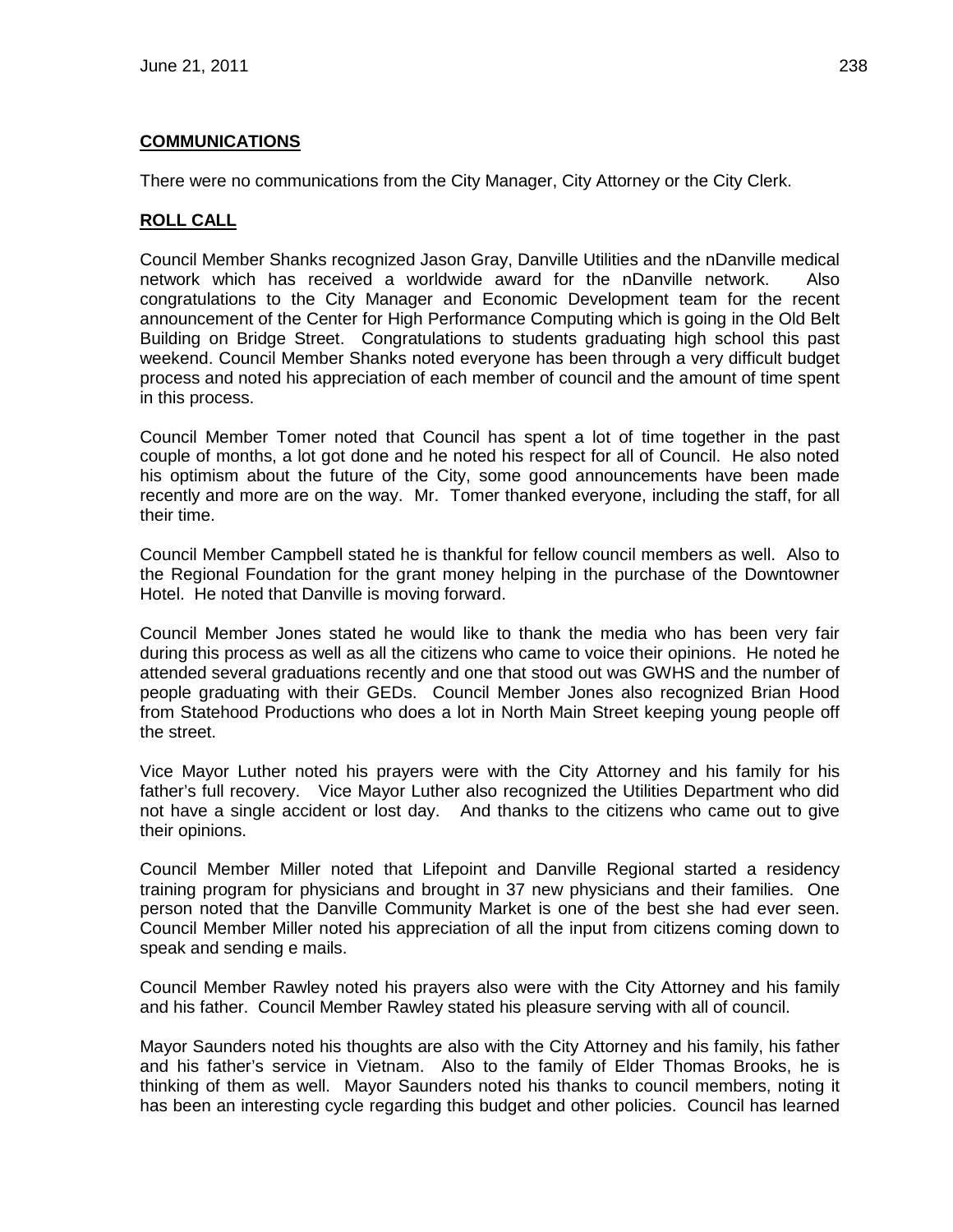**COMMUNICATIONS**

There were no communications from the City Manager, City Attorney or the City Clerk.

**ROLL CALL**

Council Member Shanks recognized Jason Gray, Danville Utilities and the nDanville medical network which has received a worldwide award for the nDanville network. Also congratulations to the City Manager and Economic Development team for the recent announcement of the Center for High Performance Computing which is going in the Old Belt Building on Bridge Street. Congratulations to students graduating high school this past weekend. Council Member Shanks noted everyone has been through a very difficult budget process and noted his appreciation of each member of council and the amount of time spent in this process.

Council Member Tomer noted that Council has spent a lot of time together in the past couple of months, a lot got done and he noted his respect for all of Council. He also noted his optimism about the future of the City, some good announcements have been made recently and more are on the way. Mr. Tomer thanked everyone, including the staff, for all their time.

Council Member Campbell stated he is thankful for fellow council members as well. Also to the Regional Foundation for the grant money helping in the purchase of the Downtowner Hotel. He noted that Danville is moving forward.

Council Member Jones stated he would like to thank the media who has been very fair during this process as well as all the citizens who came to voice their opinions. He noted he attended several graduations recently and one that stood out was GWHS and the number of people graduating with their GEDs. Council Member Jones also recognized Brian Hood from Statehood Productions who does a lot in North Main Street keeping young people off the street.

Vice Mayor Luther noted his prayers were with the City Attorney and his family for his father's full recovery. Vice Mayor Luther also recognized the Utilities Department who did not have a single accident or lost day. And thanks to the citizens who came out to give their opinions.

Council Member Miller noted that Lifepoint and Danville Regional started a residency training program for physicians and brought in 37 new physicians and their families. One person noted that the Danville Community Market is one of the best she had ever seen. Council Member Miller noted his appreciation of all the input from citizens coming down to speak and sending e mails.

Council Member Rawley noted his prayers also were with the City Attorney and his family and his father. Council Member Rawley stated his pleasure serving with all of council.

Mayor Saunders noted his thoughts are also with the City Attorney and his family, his father and his father's service in Vietnam. Also to the family of Elder Thomas Brooks, he is thinking of them as well. Mayor Saunders noted his thanks to council members, noting it has been an interesting cycle regarding this budget and other policies. Council has learned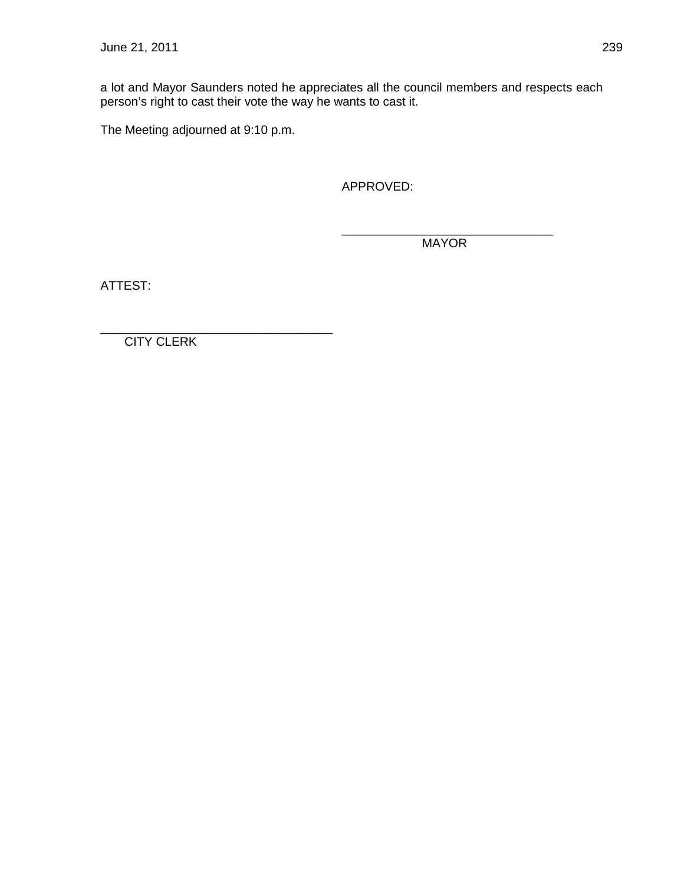a lot and Mayor Saunders noted he appreciates all the council members and respects each person's right to cast their vote the way he wants to cast it.

The Meeting adjourned at 9:10 p.m.

APPROVED:

_______________________________
MAYOR

ATTEST:

__________________________________
CITY CLERK